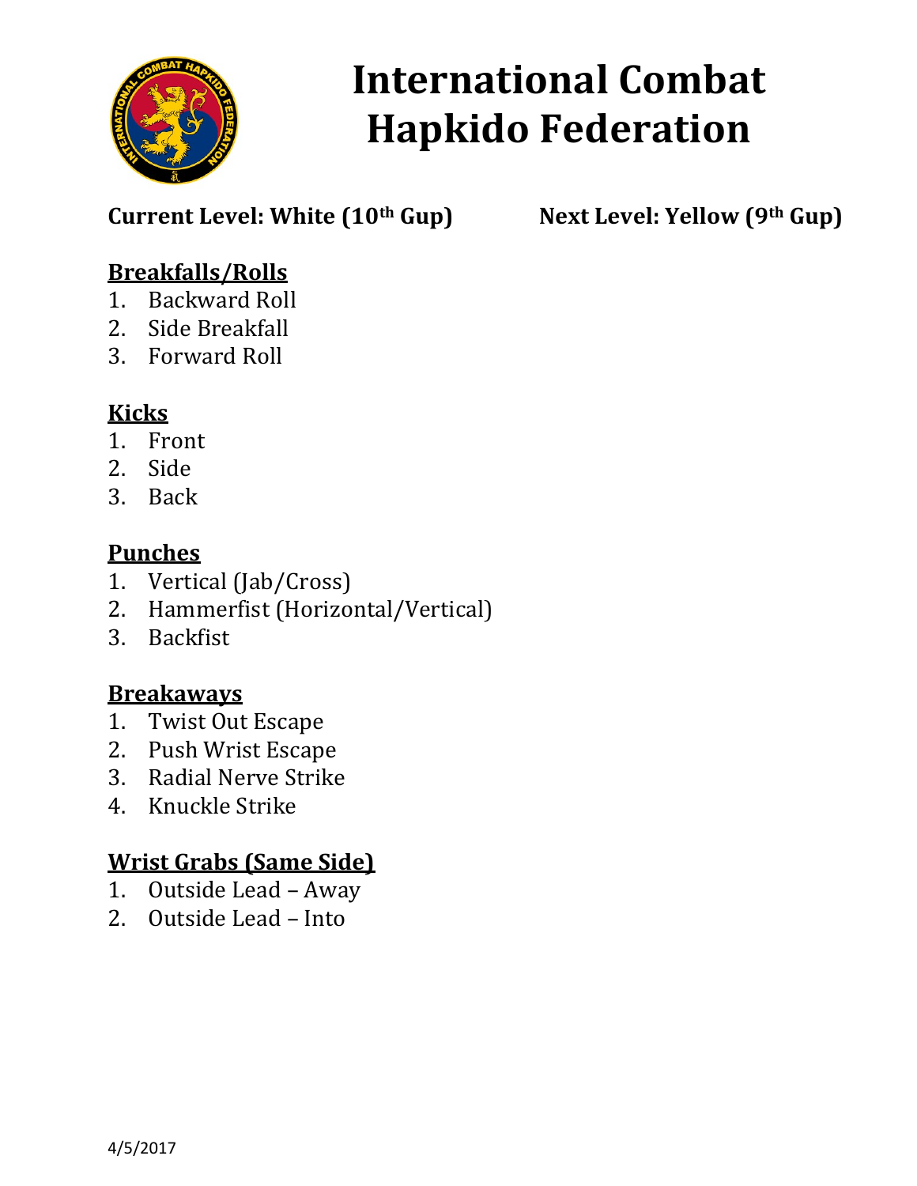# International Combat Hapkido Federation

**Current Level: White (10th Gup)** **Next Level: Yellow (9th Gup)**

## Breakfalls/Rolls

1. Backward Roll
2. Side Breakfall
3. Forward Roll

## Kicks

1. Front
2. Side
3. Back

## Punches

1. Vertical (Jab/Cross)
2. Hammerfist (Horizontal/Vertical)
3. Backfist

## Breakaways

1. Twist Out Escape
2. Push Wrist Escape
3. Radial Nerve Strike
4. Knuckle Strike

## Wrist Grabs (Same Side)

1. Outside Lead – Away
2. Outside Lead – Into

4/5/2017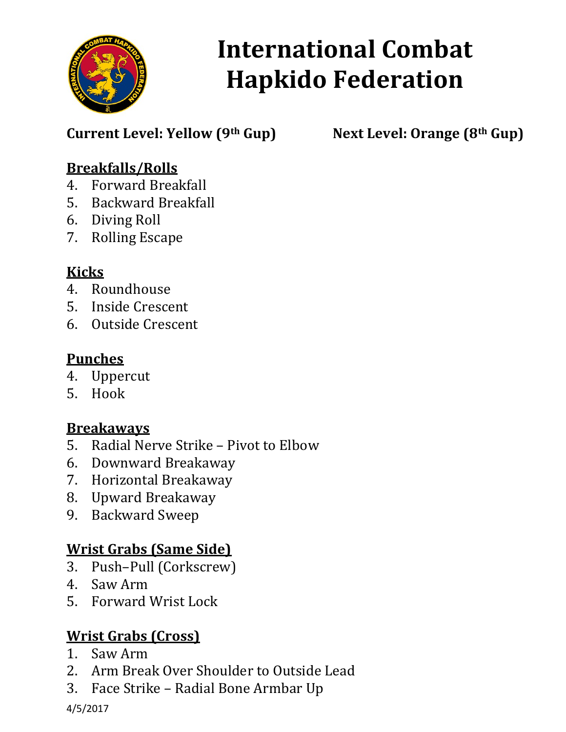# International Combat Hapkido Federation

**Current Level: Yellow (9th Gup)** **Next Level: Orange (8th Gup)**

## Breakfalls/Rolls

4. Forward Breakfall
5. Backward Breakfall
6. Diving Roll
7. Rolling Escape

## Kicks

4. Roundhouse
5. Inside Crescent
6. Outside Crescent

## Punches

4. Uppercut
5. Hook

## Breakaways

5. Radial Nerve Strike – Pivot to Elbow
6. Downward Breakaway
7. Horizontal Breakaway
8. Upward Breakaway
9. Backward Sweep

## Wrist Grabs (Same Side)

3. Push–Pull (Corkscrew)
4. Saw Arm
5. Forward Wrist Lock

## Wrist Grabs (Cross)

1. Saw Arm
2. Arm Break Over Shoulder to Outside Lead
3. Face Strike – Radial Bone Armbar Up

4/5/2017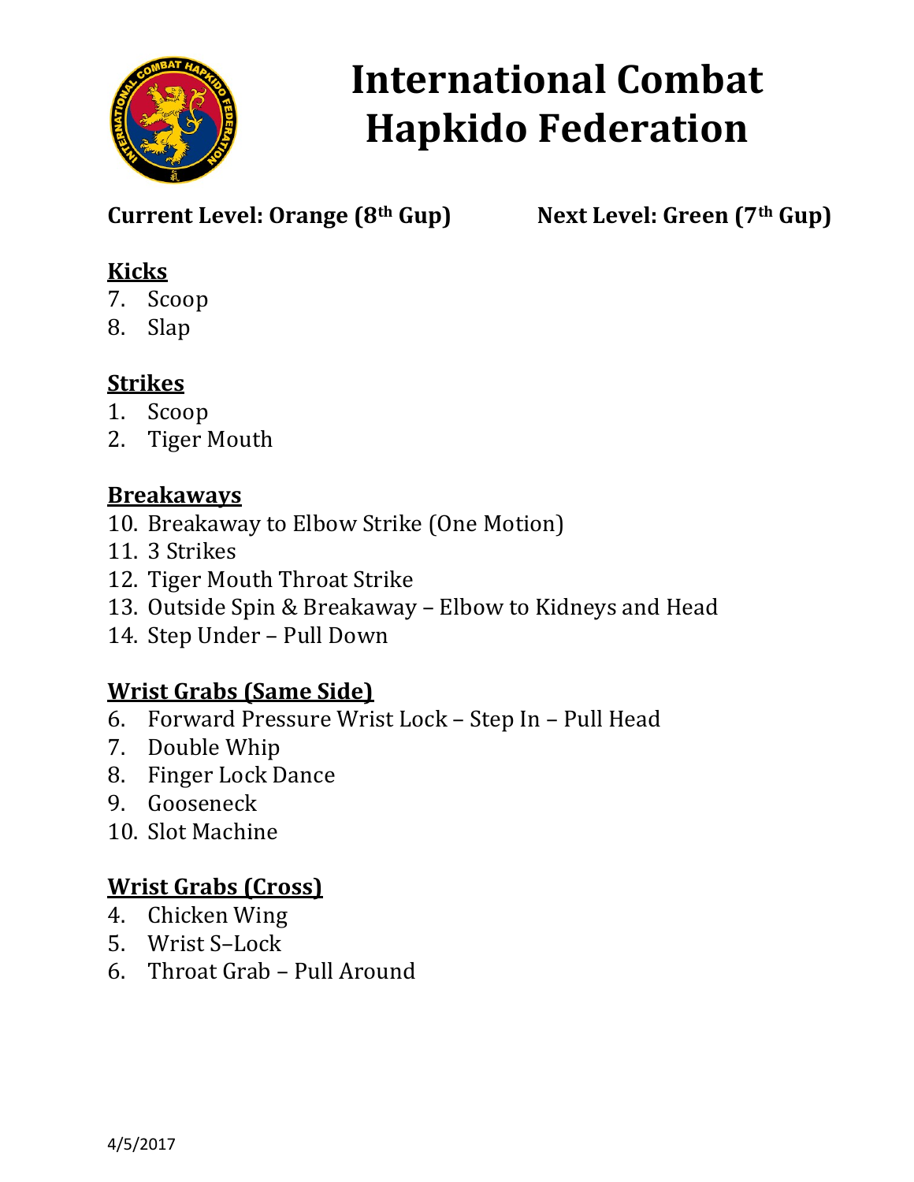# International Combat Hapkido Federation

**Current Level: Orange (8th Gup)** **Next Level: Green (7th Gup)**

## Kicks

7. Scoop
8. Slap

## Strikes

1. Scoop
2. Tiger Mouth

## Breakaways

10. Breakaway to Elbow Strike (One Motion)
11. 3 Strikes
12. Tiger Mouth Throat Strike
13. Outside Spin & Breakaway – Elbow to Kidneys and Head
14. Step Under – Pull Down

## Wrist Grabs (Same Side)

6. Forward Pressure Wrist Lock – Step In – Pull Head
7. Double Whip
8. Finger Lock Dance
9. Gooseneck
10. Slot Machine

## Wrist Grabs (Cross)

4. Chicken Wing
5. Wrist S–Lock
6. Throat Grab – Pull Around

4/5/2017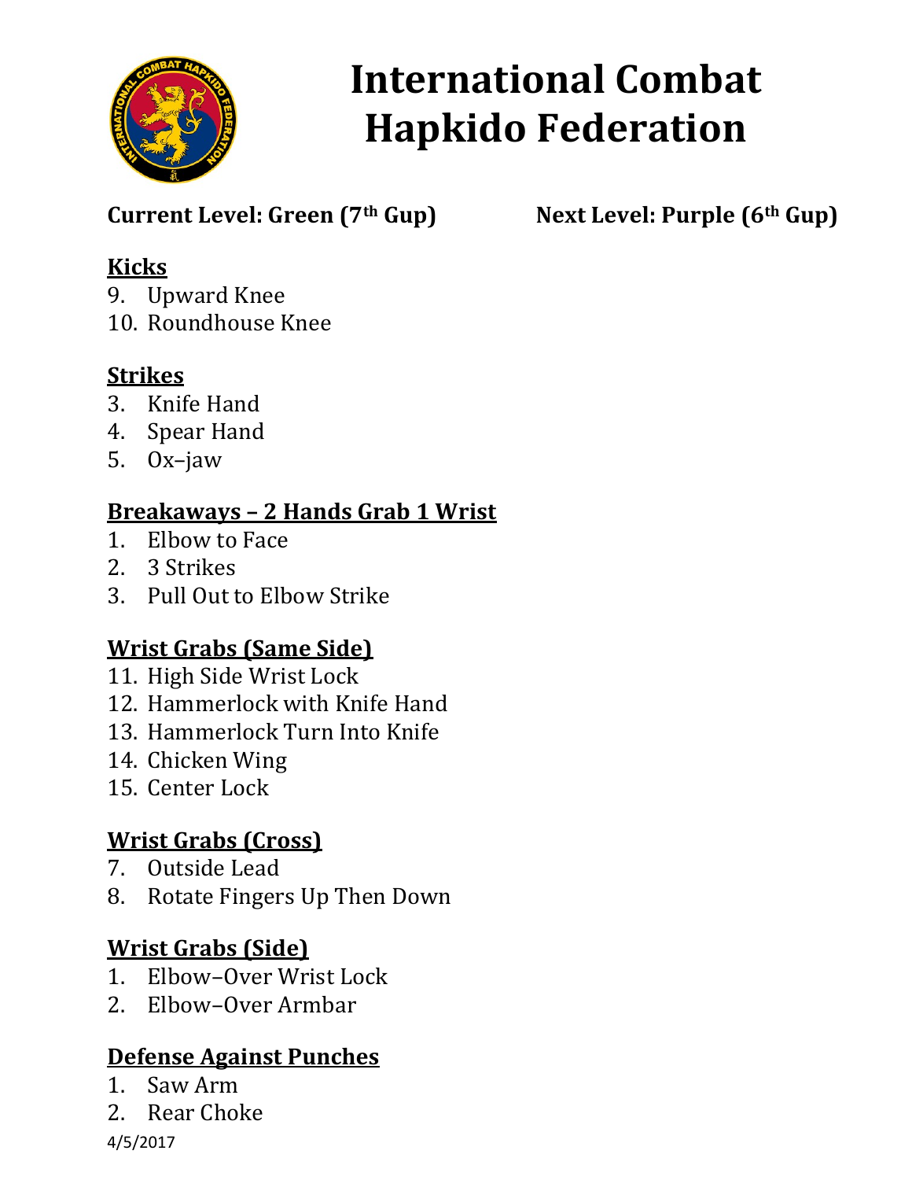# International Combat Hapkido Federation

**Current Level: Green (7th Gup)** **Next Level: Purple (6th Gup)**

**Kicks**

9. Upward Knee
10. Roundhouse Knee

**Strikes**

3. Knife Hand
4. Spear Hand
5. Ox–jaw

**Breakaways – 2 Hands Grab 1 Wrist**

1. Elbow to Face
2. 3 Strikes
3. Pull Out to Elbow Strike

**Wrist Grabs (Same Side)**

11. High Side Wrist Lock
12. Hammerlock with Knife Hand
13. Hammerlock Turn Into Knife
14. Chicken Wing
15. Center Lock

**Wrist Grabs (Cross)**

7. Outside Lead
8. Rotate Fingers Up Then Down

**Wrist Grabs (Side)**

1. Elbow–Over Wrist Lock
2. Elbow–Over Armbar

**Defense Against Punches**

1. Saw Arm
2. Rear Choke

4/5/2017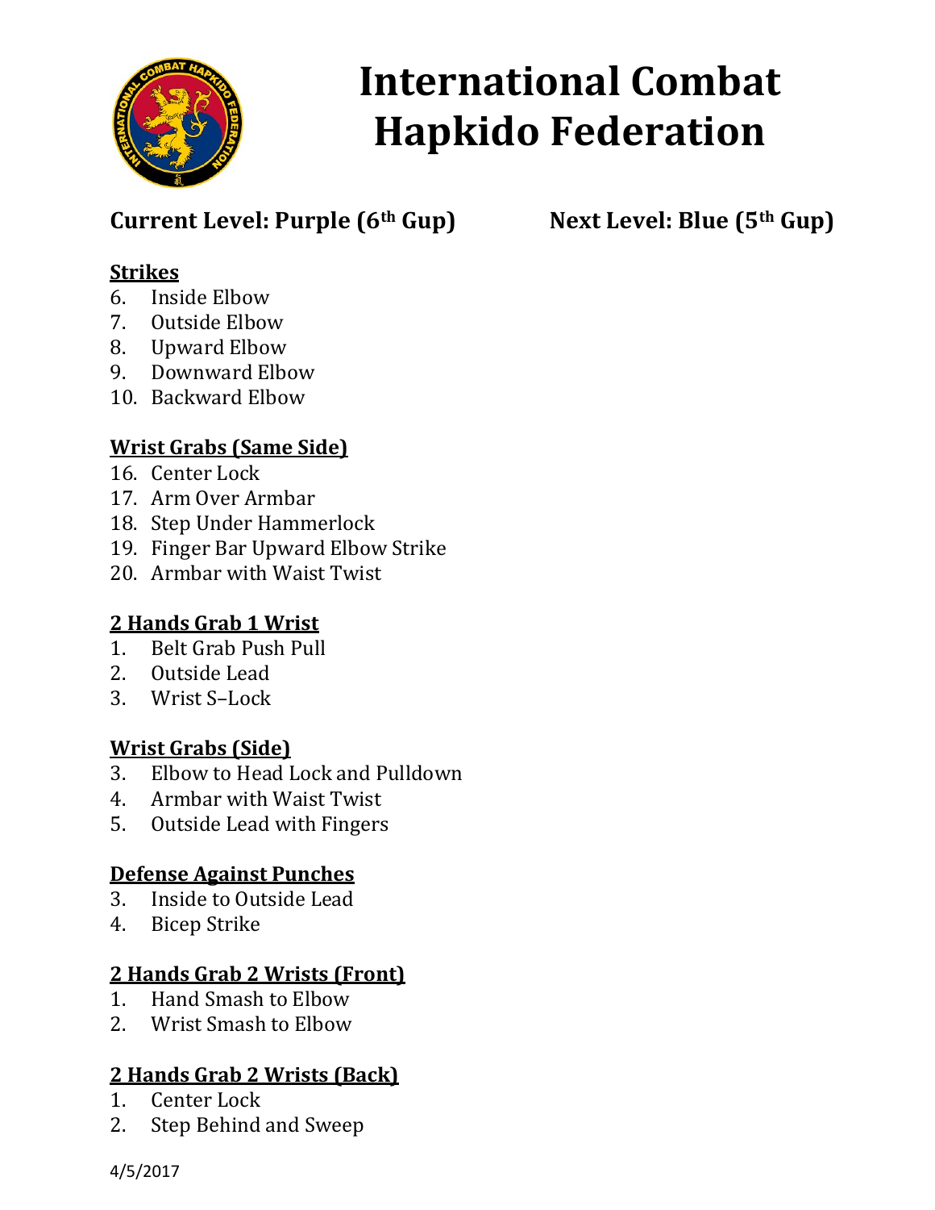# International Combat Hapkido Federation

**Current Level: Purple (6th Gup)** **Next Level: Blue (5th Gup)**

**Strikes**

6. Inside Elbow
7. Outside Elbow
8. Upward Elbow
9. Downward Elbow
10. Backward Elbow

**Wrist Grabs (Same Side)**

16. Center Lock
17. Arm Over Armbar
18. Step Under Hammerlock
19. Finger Bar Upward Elbow Strike
20. Armbar with Waist Twist

**2 Hands Grab 1 Wrist**

1. Belt Grab Push Pull
2. Outside Lead
3. Wrist S–Lock

**Wrist Grabs (Side)**

3. Elbow to Head Lock and Pulldown
4. Armbar with Waist Twist
5. Outside Lead with Fingers

**Defense Against Punches**

3. Inside to Outside Lead
4. Bicep Strike

**2 Hands Grab 2 Wrists (Front)**

1. Hand Smash to Elbow
2. Wrist Smash to Elbow

**2 Hands Grab 2 Wrists (Back)**

1. Center Lock
2. Step Behind and Sweep

4/5/2017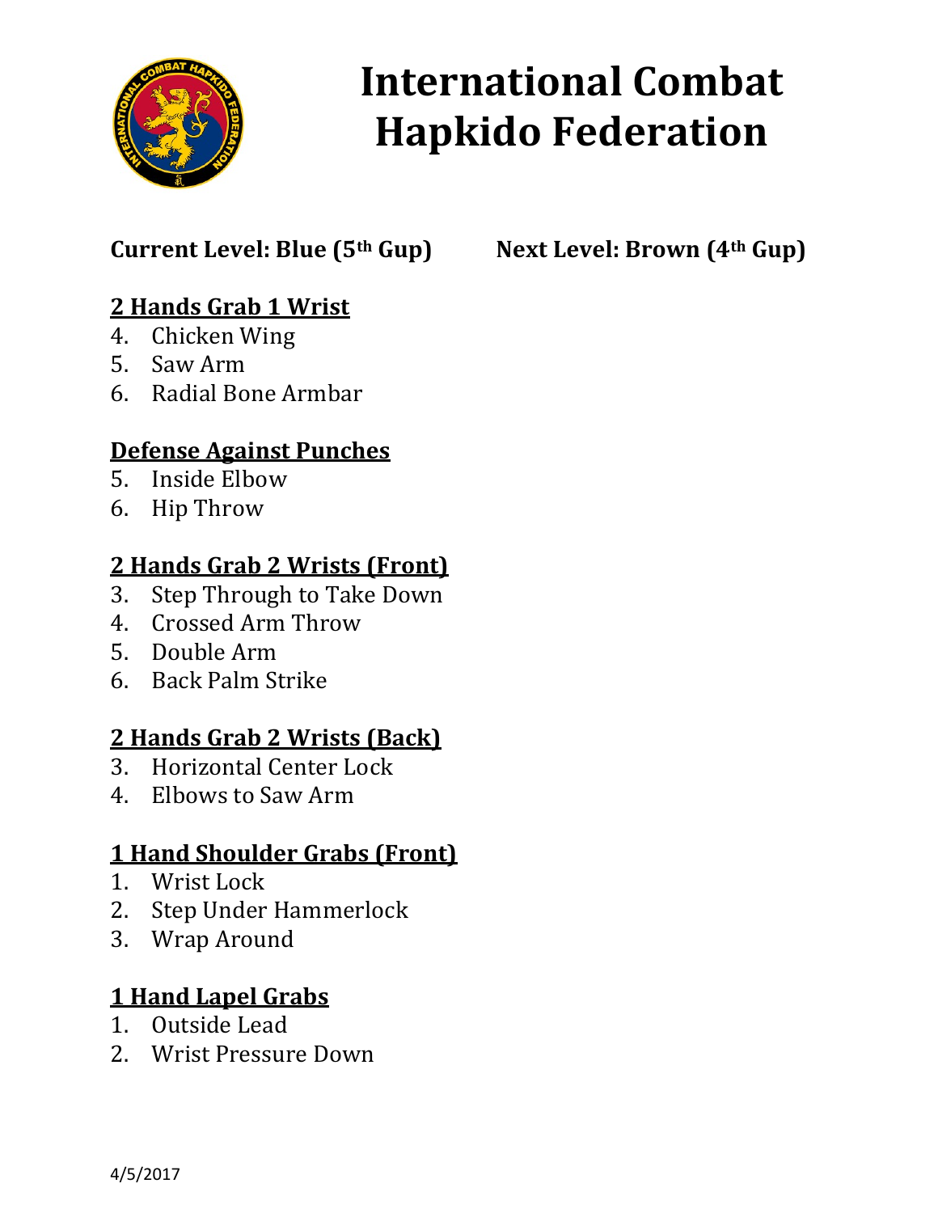# International Combat Hapkido Federation

**Current Level: Blue (5th Gup)** **Next Level: Brown (4th Gup)**

**2 Hands Grab 1 Wrist**

4. Chicken Wing
5. Saw Arm
6. Radial Bone Armbar

**Defense Against Punches**

5. Inside Elbow
6. Hip Throw

**2 Hands Grab 2 Wrists (Front)**

3. Step Through to Take Down
4. Crossed Arm Throw
5. Double Arm
6. Back Palm Strike

**2 Hands Grab 2 Wrists (Back)**

3. Horizontal Center Lock
4. Elbows to Saw Arm

**1 Hand Shoulder Grabs (Front)**

1. Wrist Lock
2. Step Under Hammerlock
3. Wrap Around

**1 Hand Lapel Grabs**

1. Outside Lead
2. Wrist Pressure Down

4/5/2017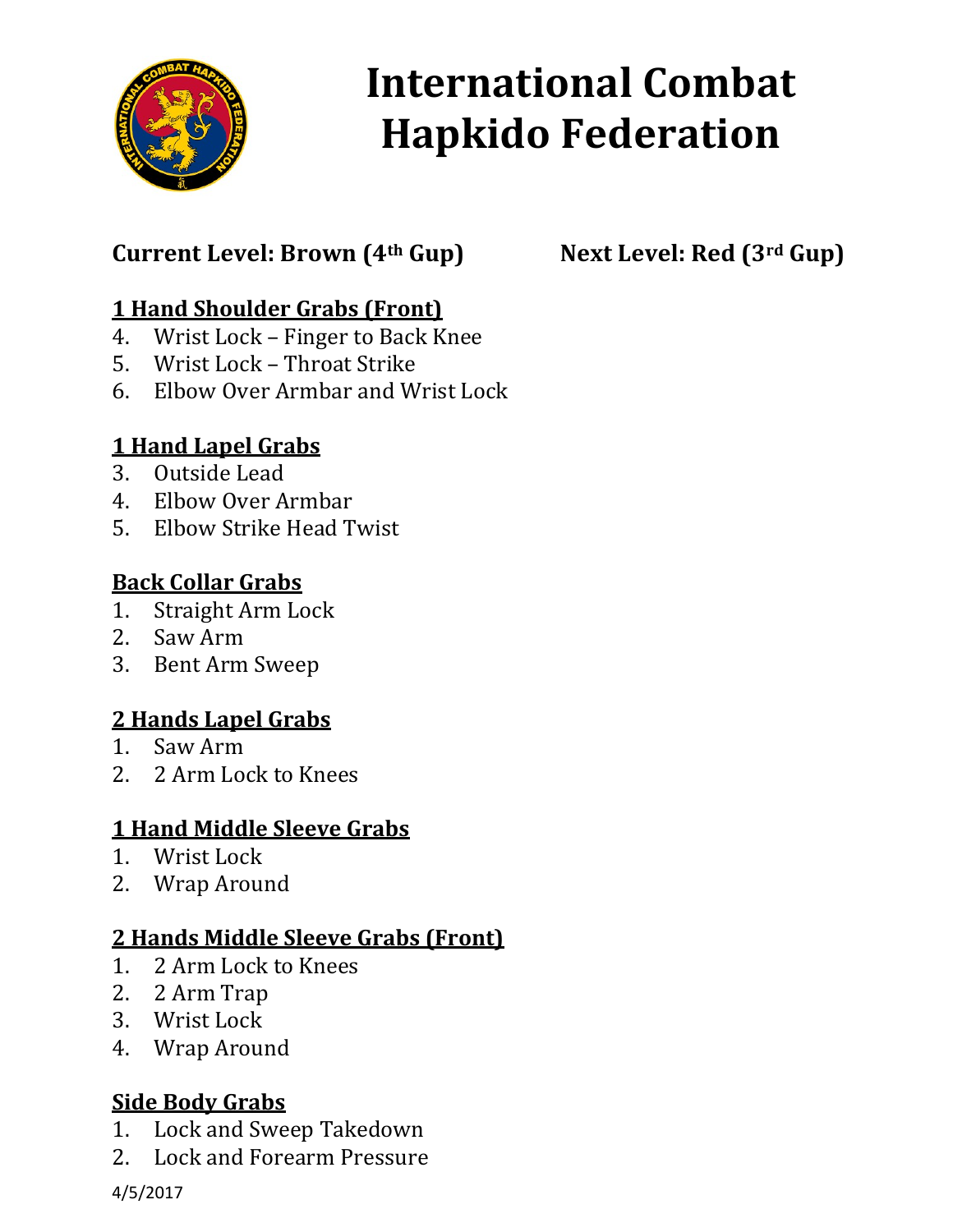# International Combat Hapkido Federation

**Current Level: Brown (4th Gup)** **Next Level: Red (3rd Gup)**

## 1 Hand Shoulder Grabs (Front)

4. Wrist Lock – Finger to Back Knee
5. Wrist Lock – Throat Strike
6. Elbow Over Armbar and Wrist Lock

## 1 Hand Lapel Grabs

3. Outside Lead
4. Elbow Over Armbar
5. Elbow Strike Head Twist

## Back Collar Grabs

1. Straight Arm Lock
2. Saw Arm
3. Bent Arm Sweep

## 2 Hands Lapel Grabs

1. Saw Arm
2. 2 Arm Lock to Knees

## 1 Hand Middle Sleeve Grabs

1. Wrist Lock
2. Wrap Around

## 2 Hands Middle Sleeve Grabs (Front)

1. 2 Arm Lock to Knees
2. 2 Arm Trap
3. Wrist Lock
4. Wrap Around

## Side Body Grabs

1. Lock and Sweep Takedown
2. Lock and Forearm Pressure

4/5/2017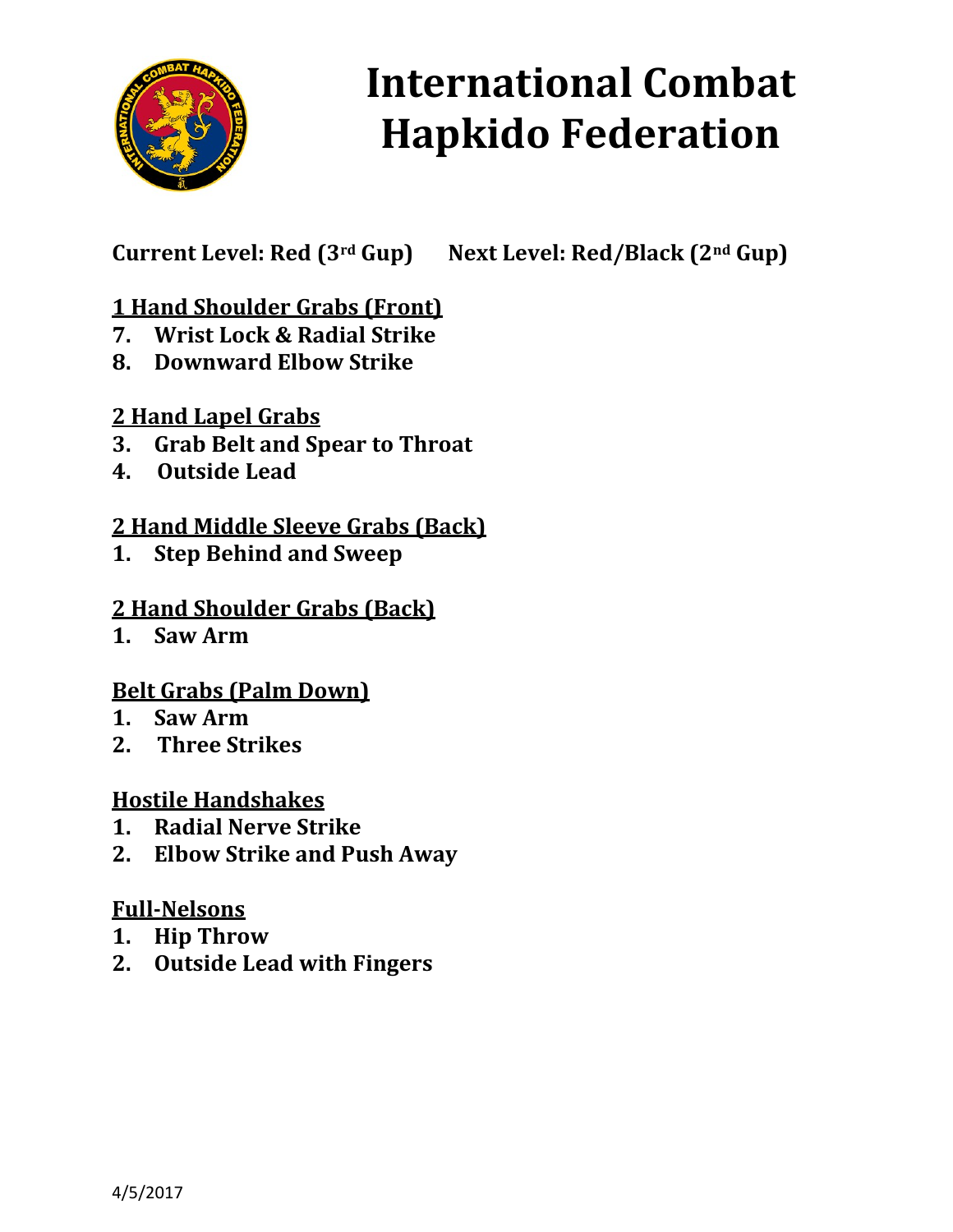# International Combat Hapkido Federation

**Current Level: Red (3rd Gup)      Next Level: Red/Black (2nd Gup)**

**1 Hand Shoulder Grabs (Front)**

7. **Wrist Lock & Radial Strike**
8. **Downward Elbow Strike**

**2 Hand Lapel Grabs**

3. **Grab Belt and Spear to Throat**
4. **Outside Lead**

**2 Hand Middle Sleeve Grabs (Back)**

1. **Step Behind and Sweep**

**2 Hand Shoulder Grabs (Back)**

1. **Saw Arm**

**Belt Grabs (Palm Down)**

1. **Saw Arm**
2. **Three Strikes**

**Hostile Handshakes**

1. **Radial Nerve Strike**
2. **Elbow Strike and Push Away**

**Full-Nelsons**

1. **Hip Throw**
2. **Outside Lead with Fingers**

4/5/2017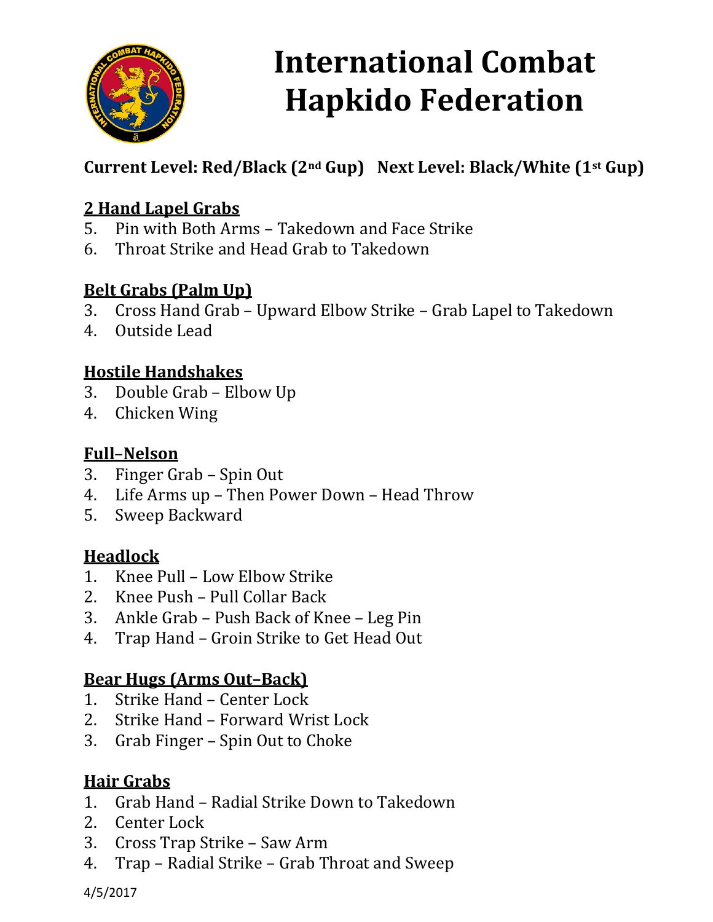# International Combat Hapkido Federation

**Current Level: Red/Black (2nd Gup) Next Level: Black/White (1st Gup)**

## 2 Hand Lapel Grabs

5. Pin with Both Arms – Takedown and Face Strike
6. Throat Strike and Head Grab to Takedown

## Belt Grabs (Palm Up)

3. Cross Hand Grab – Upward Elbow Strike – Grab Lapel to Takedown
4. Outside Lead

## Hostile Handshakes

3. Double Grab – Elbow Up
4. Chicken Wing

## Full–Nelson

3. Finger Grab – Spin Out
4. Life Arms up – Then Power Down – Head Throw
5. Sweep Backward

## Headlock

1. Knee Pull – Low Elbow Strike
2. Knee Push – Pull Collar Back
3. Ankle Grab – Push Back of Knee – Leg Pin
4. Trap Hand – Groin Strike to Get Head Out

## Bear Hugs (Arms Out–Back)

1. Strike Hand – Center Lock
2. Strike Hand – Forward Wrist Lock
3. Grab Finger – Spin Out to Choke

## Hair Grabs

1. Grab Hand – Radial Strike Down to Takedown
2. Center Lock
3. Cross Trap Strike – Saw Arm
4. Trap – Radial Strike – Grab Throat and Sweep

4/5/2017